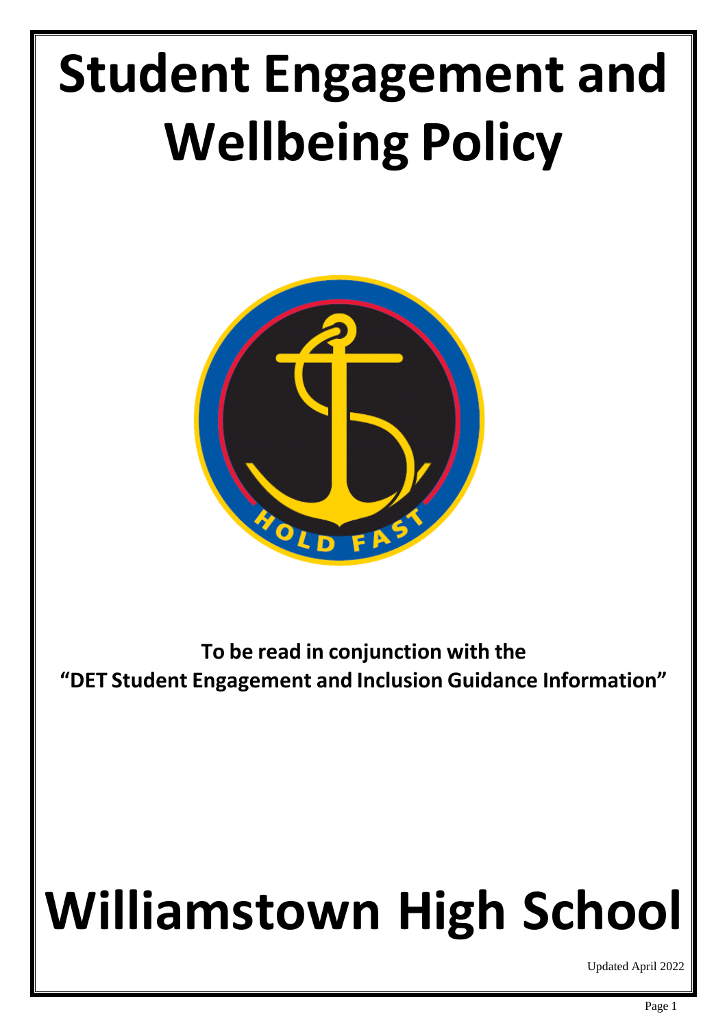# Student Engagement and Wellbeing Policy

**To be read in conjunction with the "DET Student Engagement and Inclusion Guidance Information"**

# Williamstown High School

Updated April 2022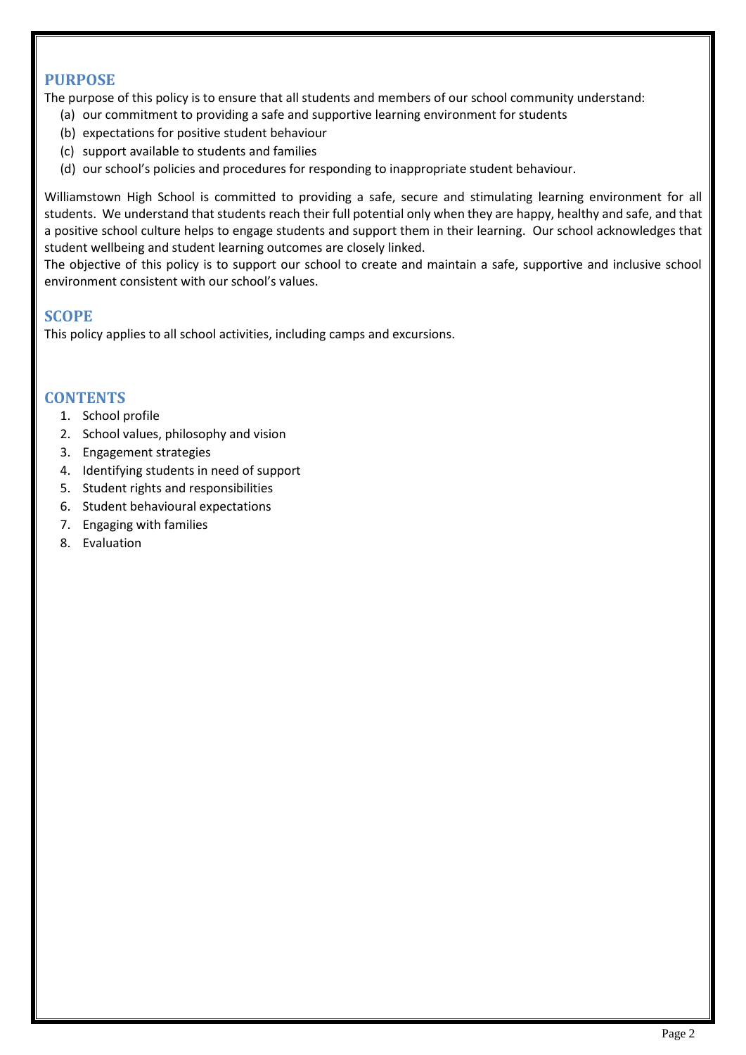## PURPOSE

The purpose of this policy is to ensure that all students and members of our school community understand:

(a) our commitment to providing a safe and supportive learning environment for students
(b) expectations for positive student behaviour
(c) support available to students and families
(d) our school's policies and procedures for responding to inappropriate student behaviour.

Williamstown High School is committed to providing a safe, secure and stimulating learning environment for all students. We understand that students reach their full potential only when they are happy, healthy and safe, and that a positive school culture helps to engage students and support them in their learning. Our school acknowledges that student wellbeing and student learning outcomes are closely linked.

The objective of this policy is to support our school to create and maintain a safe, supportive and inclusive school environment consistent with our school's values.

## SCOPE

This policy applies to all school activities, including camps and excursions.

## CONTENTS

1. School profile
2. School values, philosophy and vision
3. Engagement strategies
4. Identifying students in need of support
5. Student rights and responsibilities
6. Student behavioural expectations
7. Engaging with families
8. Evaluation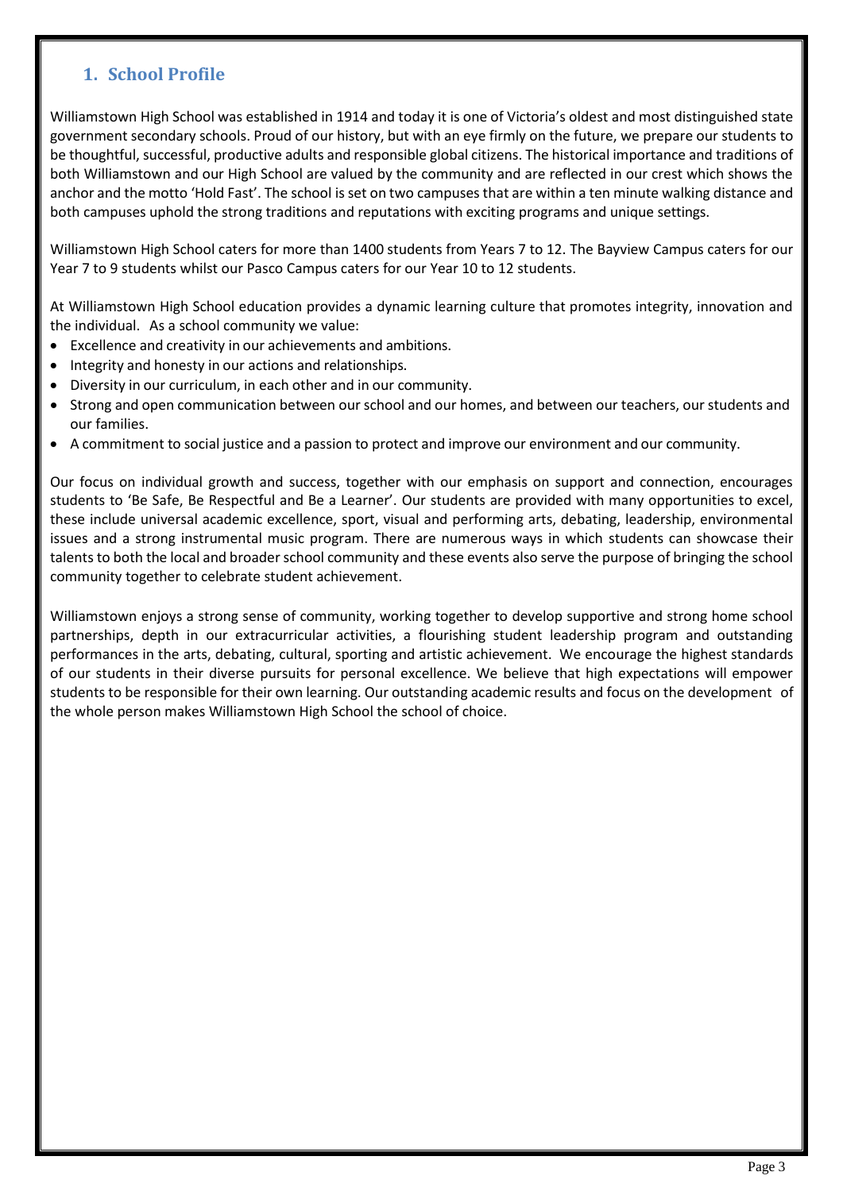## 1. School Profile

Williamstown High School was established in 1914 and today it is one of Victoria's oldest and most distinguished state government secondary schools. Proud of our history, but with an eye firmly on the future, we prepare our students to be thoughtful, successful, productive adults and responsible global citizens. The historical importance and traditions of both Williamstown and our High School are valued by the community and are reflected in our crest which shows the anchor and the motto 'Hold Fast'. The school is set on two campuses that are within a ten minute walking distance and both campuses uphold the strong traditions and reputations with exciting programs and unique settings.

Williamstown High School caters for more than 1400 students from Years 7 to 12. The Bayview Campus caters for our Year 7 to 9 students whilst our Pasco Campus caters for our Year 10 to 12 students.

At Williamstown High School education provides a dynamic learning culture that promotes integrity, innovation and the individual. As a school community we value:

- Excellence and creativity in our achievements and ambitions.
- Integrity and honesty in our actions and relationships.
- Diversity in our curriculum, in each other and in our community.
- Strong and open communication between our school and our homes, and between our teachers, our students and our families.
- A commitment to social justice and a passion to protect and improve our environment and our community.

Our focus on individual growth and success, together with our emphasis on support and connection, encourages students to 'Be Safe, Be Respectful and Be a Learner'. Our students are provided with many opportunities to excel, these include universal academic excellence, sport, visual and performing arts, debating, leadership, environmental issues and a strong instrumental music program. There are numerous ways in which students can showcase their talents to both the local and broader school community and these events also serve the purpose of bringing the school community together to celebrate student achievement.

Williamstown enjoys a strong sense of community, working together to develop supportive and strong home school partnerships, depth in our extracurricular activities, a flourishing student leadership program and outstanding performances in the arts, debating, cultural, sporting and artistic achievement. We encourage the highest standards of our students in their diverse pursuits for personal excellence. We believe that high expectations will empower students to be responsible for their own learning. Our outstanding academic results and focus on the development of the whole person makes Williamstown High School the school of choice.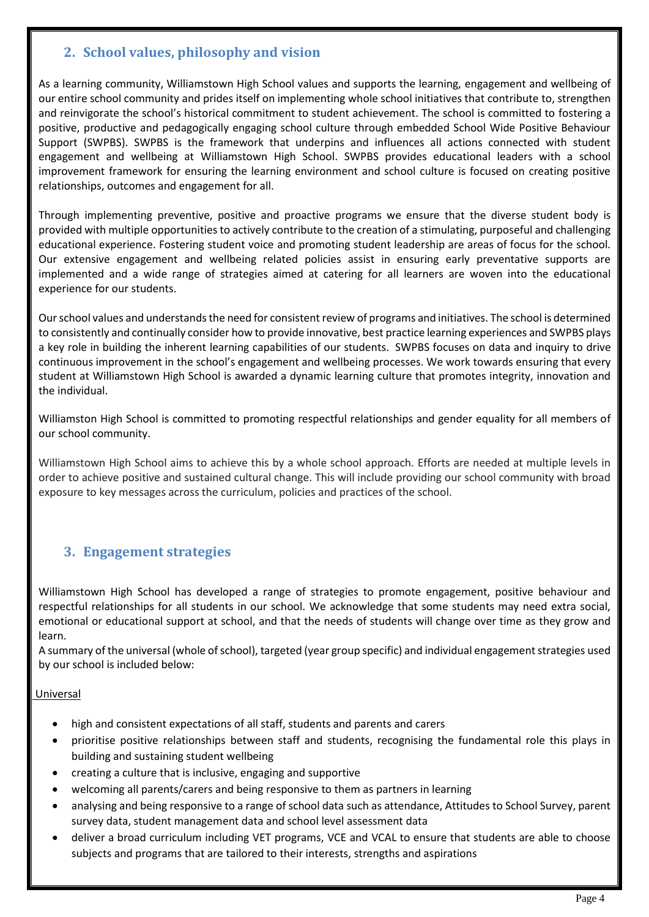## 2. School values, philosophy and vision

As a learning community, Williamstown High School values and supports the learning, engagement and wellbeing of our entire school community and prides itself on implementing whole school initiatives that contribute to, strengthen and reinvigorate the school's historical commitment to student achievement. The school is committed to fostering a positive, productive and pedagogically engaging school culture through embedded School Wide Positive Behaviour Support (SWPBS). SWPBS is the framework that underpins and influences all actions connected with student engagement and wellbeing at Williamstown High School. SWPBS provides educational leaders with a school improvement framework for ensuring the learning environment and school culture is focused on creating positive relationships, outcomes and engagement for all.

Through implementing preventive, positive and proactive programs we ensure that the diverse student body is provided with multiple opportunities to actively contribute to the creation of a stimulating, purposeful and challenging educational experience. Fostering student voice and promoting student leadership are areas of focus for the school. Our extensive engagement and wellbeing related policies assist in ensuring early preventative supports are implemented and a wide range of strategies aimed at catering for all learners are woven into the educational experience for our students.

Our school values and understands the need for consistent review of programs and initiatives. The school is determined to consistently and continually consider how to provide innovative, best practice learning experiences and SWPBS plays a key role in building the inherent learning capabilities of our students. SWPBS focuses on data and inquiry to drive continuous improvement in the school's engagement and wellbeing processes. We work towards ensuring that every student at Williamstown High School is awarded a dynamic learning culture that promotes integrity, innovation and the individual.

Williamston High School is committed to promoting respectful relationships and gender equality for all members of our school community.

Williamstown High School aims to achieve this by a whole school approach. Efforts are needed at multiple levels in order to achieve positive and sustained cultural change. This will include providing our school community with broad exposure to key messages across the curriculum, policies and practices of the school.

## 3. Engagement strategies

Williamstown High School has developed a range of strategies to promote engagement, positive behaviour and respectful relationships for all students in our school. We acknowledge that some students may need extra social, emotional or educational support at school, and that the needs of students will change over time as they grow and learn.
A summary of the universal (whole of school), targeted (year group specific) and individual engagement strategies used by our school is included below:

Universal

- high and consistent expectations of all staff, students and parents and carers
- prioritise positive relationships between staff and students, recognising the fundamental role this plays in building and sustaining student wellbeing
- creating a culture that is inclusive, engaging and supportive
- welcoming all parents/carers and being responsive to them as partners in learning
- analysing and being responsive to a range of school data such as attendance, Attitudes to School Survey, parent survey data, student management data and school level assessment data
- deliver a broad curriculum including VET programs, VCE and VCAL to ensure that students are able to choose subjects and programs that are tailored to their interests, strengths and aspirations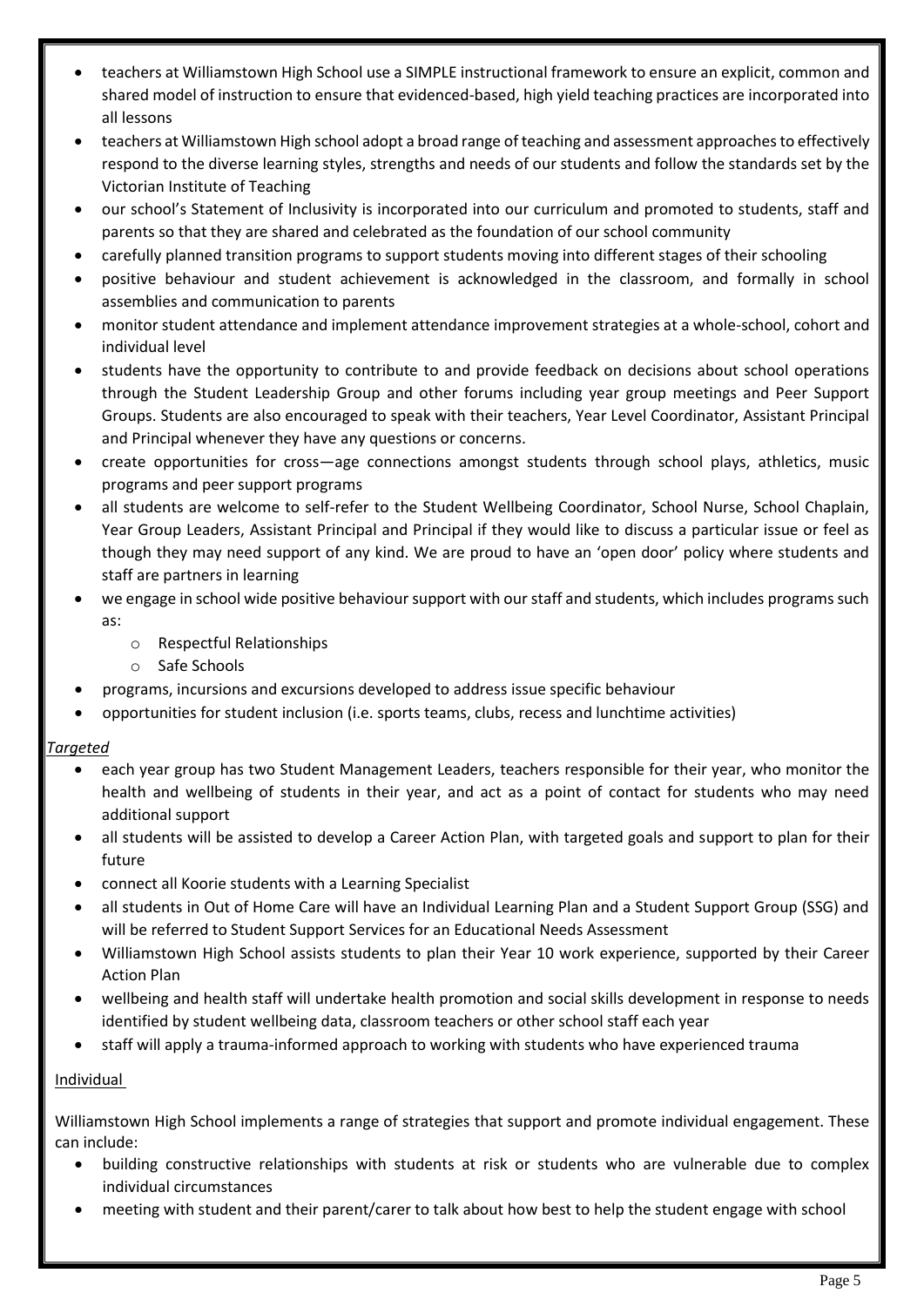- teachers at Williamstown High School use a SIMPLE instructional framework to ensure an explicit, common and shared model of instruction to ensure that evidenced-based, high yield teaching practices are incorporated into all lessons
- teachers at Williamstown High school adopt a broad range of teaching and assessment approaches to effectively respond to the diverse learning styles, strengths and needs of our students and follow the standards set by the Victorian Institute of Teaching
- our school's Statement of Inclusivity is incorporated into our curriculum and promoted to students, staff and parents so that they are shared and celebrated as the foundation of our school community
- carefully planned transition programs to support students moving into different stages of their schooling
- positive behaviour and student achievement is acknowledged in the classroom, and formally in school assemblies and communication to parents
- monitor student attendance and implement attendance improvement strategies at a whole-school, cohort and individual level
- students have the opportunity to contribute to and provide feedback on decisions about school operations through the Student Leadership Group and other forums including year group meetings and Peer Support Groups. Students are also encouraged to speak with their teachers, Year Level Coordinator, Assistant Principal and Principal whenever they have any questions or concerns.
- create opportunities for cross—age connections amongst students through school plays, athletics, music programs and peer support programs
- all students are welcome to self-refer to the Student Wellbeing Coordinator, School Nurse, School Chaplain, Year Group Leaders, Assistant Principal and Principal if they would like to discuss a particular issue or feel as though they may need support of any kind. We are proud to have an 'open door' policy where students and staff are partners in learning
- we engage in school wide positive behaviour support with our staff and students, which includes programs such as:
  - Respectful Relationships
  - Safe Schools
- programs, incursions and excursions developed to address issue specific behaviour
- opportunities for student inclusion (i.e. sports teams, clubs, recess and lunchtime activities)

*Targeted*

- each year group has two Student Management Leaders, teachers responsible for their year, who monitor the health and wellbeing of students in their year, and act as a point of contact for students who may need additional support
- all students will be assisted to develop a Career Action Plan, with targeted goals and support to plan for their future
- connect all Koorie students with a Learning Specialist
- all students in Out of Home Care will have an Individual Learning Plan and a Student Support Group (SSG) and will be referred to Student Support Services for an Educational Needs Assessment
- Williamstown High School assists students to plan their Year 10 work experience, supported by their Career Action Plan
- wellbeing and health staff will undertake health promotion and social skills development in response to needs identified by student wellbeing data, classroom teachers or other school staff each year
- staff will apply a trauma-informed approach to working with students who have experienced trauma

Individual

Williamstown High School implements a range of strategies that support and promote individual engagement. These can include:

- building constructive relationships with students at risk or students who are vulnerable due to complex individual circumstances
- meeting with student and their parent/carer to talk about how best to help the student engage with school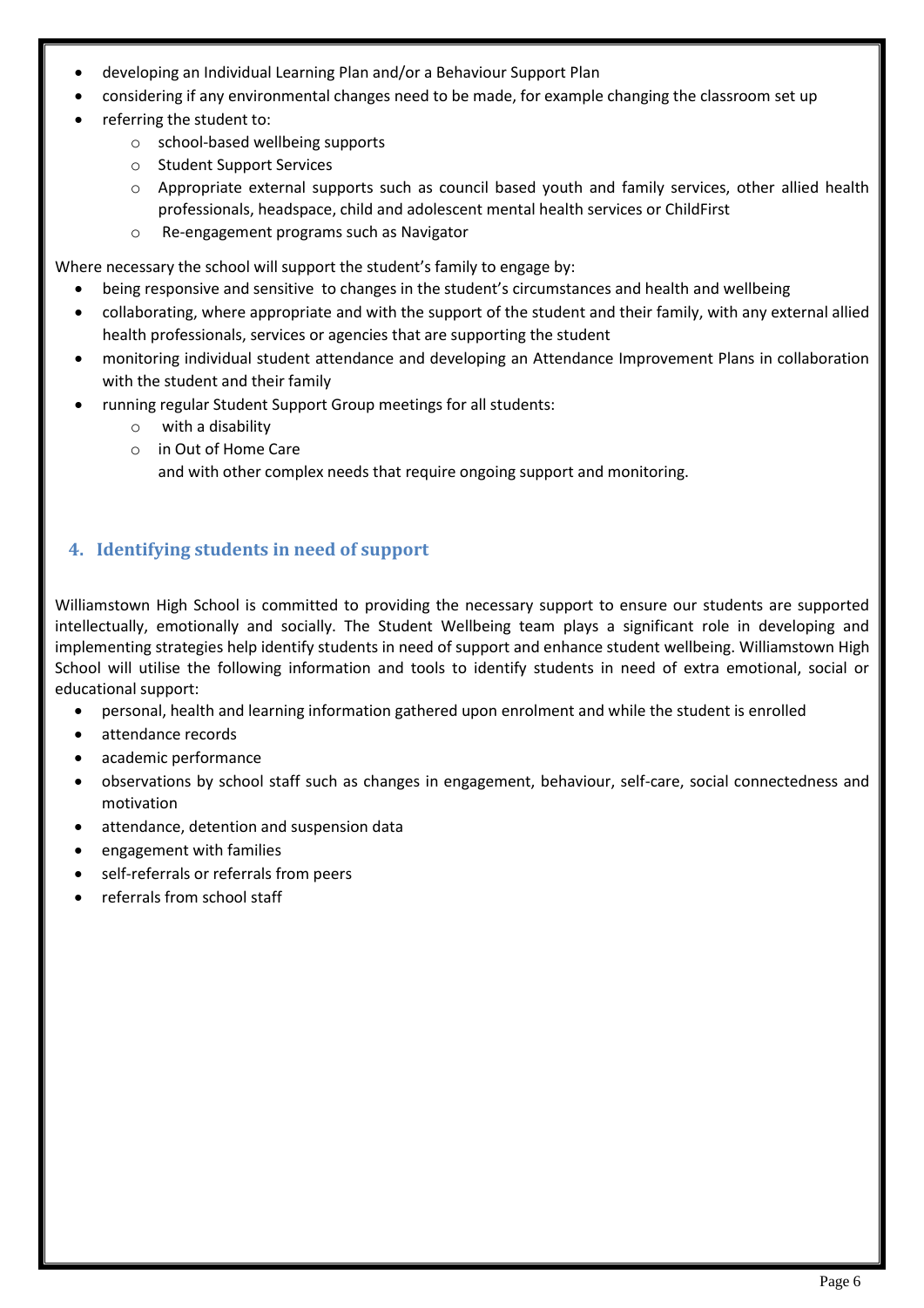- developing an Individual Learning Plan and/or a Behaviour Support Plan
- considering if any environmental changes need to be made, for example changing the classroom set up
- referring the student to:
  - school-based wellbeing supports
  - Student Support Services
  - Appropriate external supports such as council based youth and family services, other allied health professionals, headspace, child and adolescent mental health services or ChildFirst
  - Re-engagement programs such as Navigator

Where necessary the school will support the student's family to engage by:

- being responsive and sensitive to changes in the student's circumstances and health and wellbeing
- collaborating, where appropriate and with the support of the student and their family, with any external allied health professionals, services or agencies that are supporting the student
- monitoring individual student attendance and developing an Attendance Improvement Plans in collaboration with the student and their family
- running regular Student Support Group meetings for all students:
  - with a disability
  - in Out of Home Care

    and with other complex needs that require ongoing support and monitoring.

## 4. Identifying students in need of support

Williamstown High School is committed to providing the necessary support to ensure our students are supported intellectually, emotionally and socially. The Student Wellbeing team plays a significant role in developing and implementing strategies help identify students in need of support and enhance student wellbeing. Williamstown High School will utilise the following information and tools to identify students in need of extra emotional, social or educational support:

- personal, health and learning information gathered upon enrolment and while the student is enrolled
- attendance records
- academic performance
- observations by school staff such as changes in engagement, behaviour, self-care, social connectedness and motivation
- attendance, detention and suspension data
- engagement with families
- self-referrals or referrals from peers
- referrals from school staff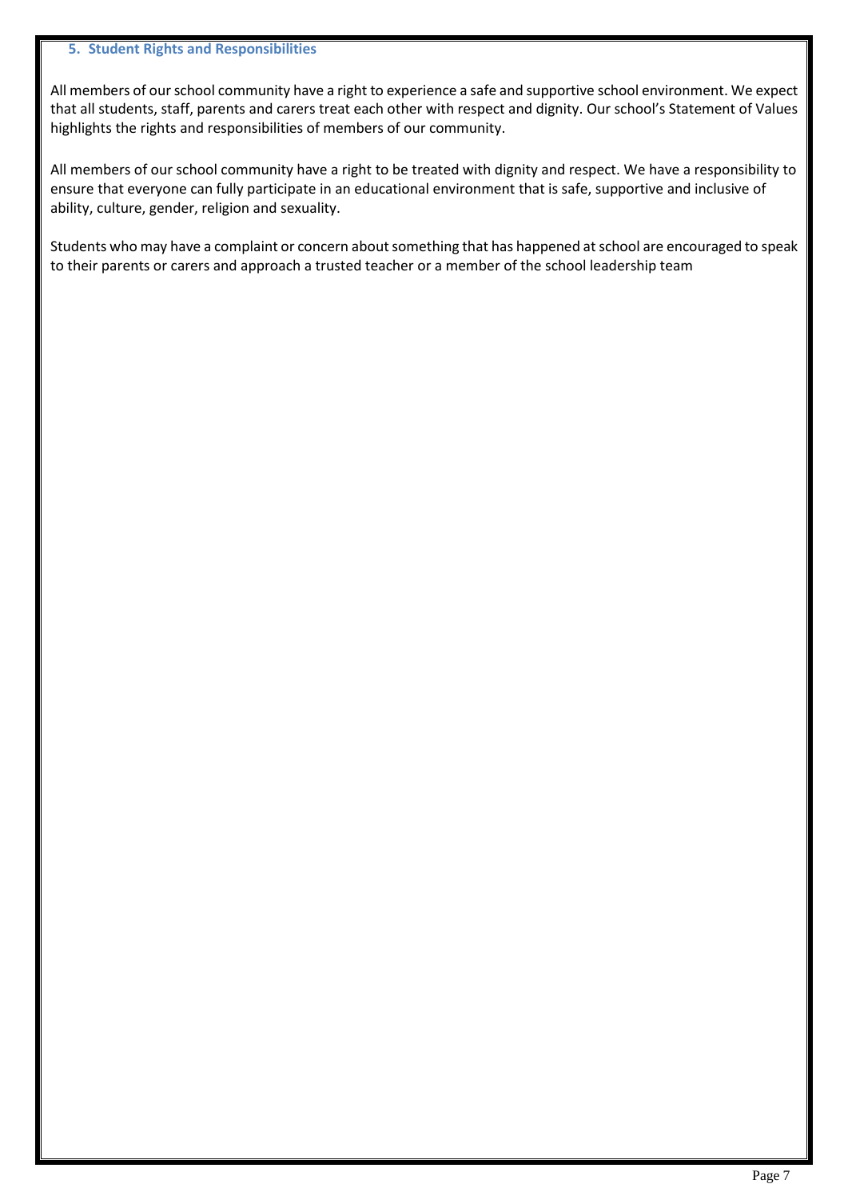## 5. Student Rights and Responsibilities

All members of our school community have a right to experience a safe and supportive school environment. We expect that all students, staff, parents and carers treat each other with respect and dignity. Our school's Statement of Values highlights the rights and responsibilities of members of our community.

All members of our school community have a right to be treated with dignity and respect. We have a responsibility to ensure that everyone can fully participate in an educational environment that is safe, supportive and inclusive of ability, culture, gender, religion and sexuality.

Students who may have a complaint or concern about something that has happened at school are encouraged to speak to their parents or carers and approach a trusted teacher or a member of the school leadership team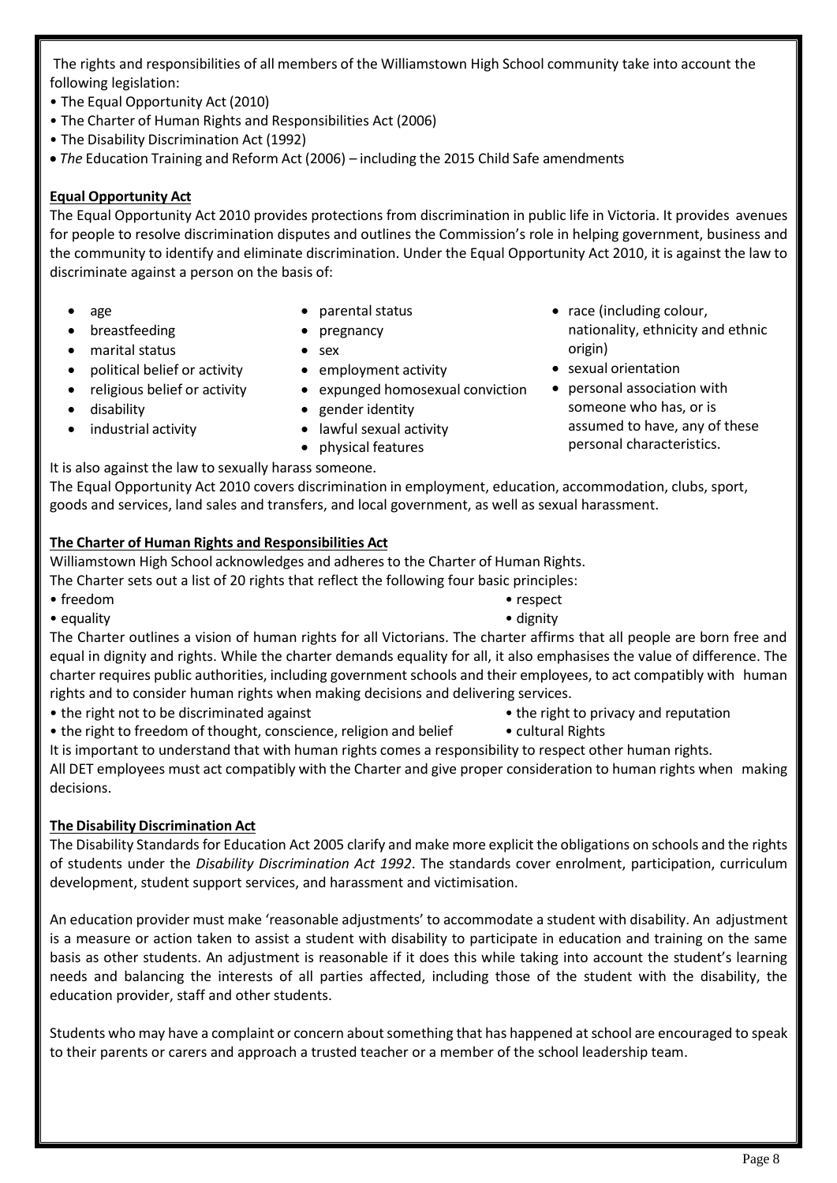The rights and responsibilities of all members of the Williamstown High School community take into account the following legislation:

- The Equal Opportunity Act (2010)
- The Charter of Human Rights and Responsibilities Act (2006)
- The Disability Discrimination Act (1992)
- *The* Education Training and Reform Act (2006) – including the 2015 Child Safe amendments

## Equal Opportunity Act

The Equal Opportunity Act 2010 provides protections from discrimination in public life in Victoria. It provides avenues for people to resolve discrimination disputes and outlines the Commission's role in helping government, business and the community to identify and eliminate discrimination. Under the Equal Opportunity Act 2010, it is against the law to discriminate against a person on the basis of:

- age
- breastfeeding
- marital status
- political belief or activity
- religious belief or activity
- disability
- industrial activity
- parental status
- pregnancy
- sex
- employment activity
- expunged homosexual conviction
- gender identity
- lawful sexual activity
- physical features
- race (including colour, nationality, ethnicity and ethnic origin)
- sexual orientation
- personal association with someone who has, or is assumed to have, any of these personal characteristics.

It is also against the law to sexually harass someone.

The Equal Opportunity Act 2010 covers discrimination in employment, education, accommodation, clubs, sport, goods and services, land sales and transfers, and local government, as well as sexual harassment.

## The Charter of Human Rights and Responsibilities Act

Williamstown High School acknowledges and adheres to the Charter of Human Rights.

The Charter sets out a list of 20 rights that reflect the following four basic principles:

- freedom
- equality
- respect
- dignity

The Charter outlines a vision of human rights for all Victorians. The charter affirms that all people are born free and equal in dignity and rights. While the charter demands equality for all, it also emphasises the value of difference. The charter requires public authorities, including government schools and their employees, to act compatibly with human rights and to consider human rights when making decisions and delivering services.

- the right not to be discriminated against
- the right to freedom of thought, conscience, religion and belief
- the right to privacy and reputation
- cultural Rights

It is important to understand that with human rights comes a responsibility to respect other human rights.

All DET employees must act compatibly with the Charter and give proper consideration to human rights when making decisions.

## The Disability Discrimination Act

The Disability Standards for Education Act 2005 clarify and make more explicit the obligations on schools and the rights of students under the *Disability Discrimination Act 1992*. The standards cover enrolment, participation, curriculum development, student support services, and harassment and victimisation.

An education provider must make 'reasonable adjustments' to accommodate a student with disability. An adjustment is a measure or action taken to assist a student with disability to participate in education and training on the same basis as other students. An adjustment is reasonable if it does this while taking into account the student's learning needs and balancing the interests of all parties affected, including those of the student with the disability, the education provider, staff and other students.

Students who may have a complaint or concern about something that has happened at school are encouraged to speak to their parents or carers and approach a trusted teacher or a member of the school leadership team.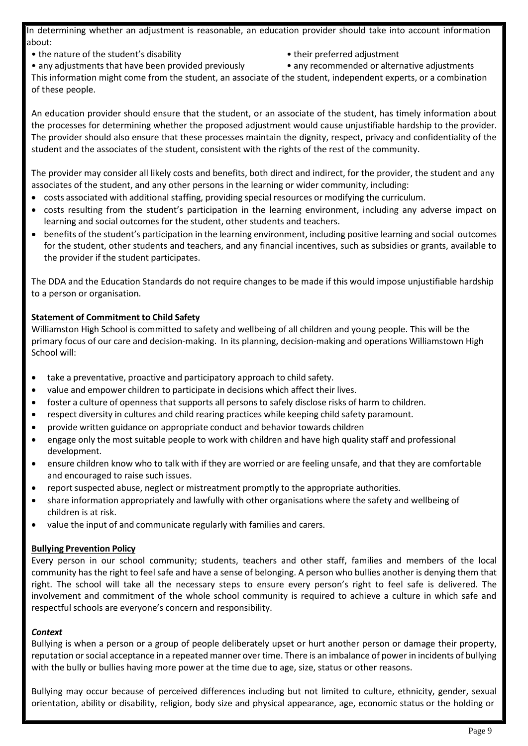In determining whether an adjustment is reasonable, an education provider should take into account information about:

- the nature of the student's disability
- their preferred adjustment
- any adjustments that have been provided previously
- any recommended or alternative adjustments

This information might come from the student, an associate of the student, independent experts, or a combination of these people.

An education provider should ensure that the student, or an associate of the student, has timely information about the processes for determining whether the proposed adjustment would cause unjustifiable hardship to the provider. The provider should also ensure that these processes maintain the dignity, respect, privacy and confidentiality of the student and the associates of the student, consistent with the rights of the rest of the community.

The provider may consider all likely costs and benefits, both direct and indirect, for the provider, the student and any associates of the student, and any other persons in the learning or wider community, including:

- costs associated with additional staffing, providing special resources or modifying the curriculum.
- costs resulting from the student's participation in the learning environment, including any adverse impact on learning and social outcomes for the student, other students and teachers.
- benefits of the student's participation in the learning environment, including positive learning and social outcomes for the student, other students and teachers, and any financial incentives, such as subsidies or grants, available to the provider if the student participates.

The DDA and the Education Standards do not require changes to be made if this would impose unjustifiable hardship to a person or organisation.

**Statement of Commitment to Child Safety**

Williamston High School is committed to safety and wellbeing of all children and young people. This will be the primary focus of our care and decision-making. In its planning, decision-making and operations Williamstown High School will:

- take a preventative, proactive and participatory approach to child safety.
- value and empower children to participate in decisions which affect their lives.
- foster a culture of openness that supports all persons to safely disclose risks of harm to children.
- respect diversity in cultures and child rearing practices while keeping child safety paramount.
- provide written guidance on appropriate conduct and behavior towards children
- engage only the most suitable people to work with children and have high quality staff and professional development.
- ensure children know who to talk with if they are worried or are feeling unsafe, and that they are comfortable and encouraged to raise such issues.
- report suspected abuse, neglect or mistreatment promptly to the appropriate authorities.
- share information appropriately and lawfully with other organisations where the safety and wellbeing of children is at risk.
- value the input of and communicate regularly with families and carers.

**Bullying Prevention Policy**

Every person in our school community; students, teachers and other staff, families and members of the local community has the right to feel safe and have a sense of belonging. A person who bullies another is denying them that right. The school will take all the necessary steps to ensure every person's right to feel safe is delivered. The involvement and commitment of the whole school community is required to achieve a culture in which safe and respectful schools are everyone's concern and responsibility.

***Context***

Bullying is when a person or a group of people deliberately upset or hurt another person or damage their property, reputation or social acceptance in a repeated manner over time. There is an imbalance of power in incidents of bullying with the bully or bullies having more power at the time due to age, size, status or other reasons.

Bullying may occur because of perceived differences including but not limited to culture, ethnicity, gender, sexual orientation, ability or disability, religion, body size and physical appearance, age, economic status or the holding or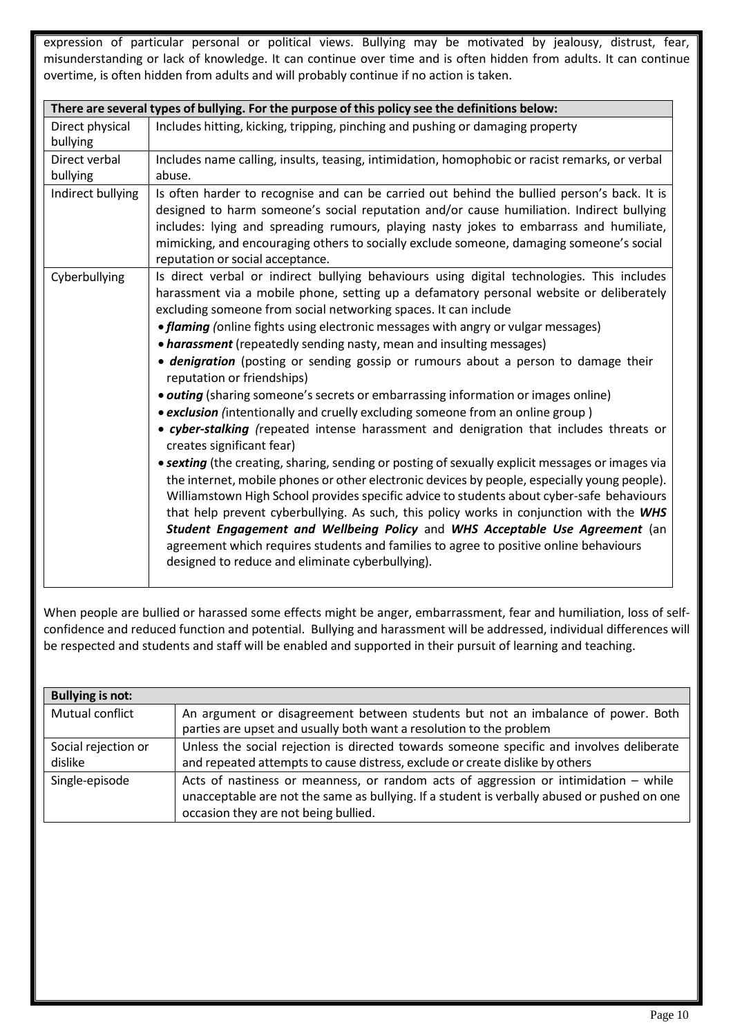expression of particular personal or political views. Bullying may be motivated by jealousy, distrust, fear, misunderstanding or lack of knowledge. It can continue over time and is often hidden from adults. It can continue overtime, is often hidden from adults and will probably continue if no action is taken.

| There are several types of bullying. For the purpose of this policy see the definitions below: | |
|---|---|
| Direct physical bullying | Includes hitting, kicking, tripping, pinching and pushing or damaging property |
| Direct verbal bullying | Includes name calling, insults, teasing, intimidation, homophobic or racist remarks, or verbal abuse. |
| Indirect bullying | Is often harder to recognise and can be carried out behind the bullied person's back. It is designed to harm someone's social reputation and/or cause humiliation. Indirect bullying includes: lying and spreading rumours, playing nasty jokes to embarrass and humiliate, mimicking, and encouraging others to socially exclude someone, damaging someone's social reputation or social acceptance. |
| Cyberbullying | Is direct verbal or indirect bullying behaviours using digital technologies. This includes harassment via a mobile phone, setting up a defamatory personal website or deliberately excluding someone from social networking spaces. It can include<br>• ***flaming*** *(*online fights using electronic messages with angry or vulgar messages)<br>• ***harassment*** (repeatedly sending nasty, mean and insulting messages)<br>• ***denigration*** (posting or sending gossip or rumours about a person to damage their reputation or friendships)<br>• ***outing*** (sharing someone's secrets or embarrassing information or images online)<br>• ***exclusion*** *(*intentionally and cruelly excluding someone from an online group )<br>• ***cyber-stalking*** *(*repeated intense harassment and denigration that includes threats or creates significant fear)<br>• ***sexting*** (the creating, sharing, sending or posting of sexually explicit messages or images via the internet, mobile phones or other electronic devices by people, especially young people). Williamstown High School provides specific advice to students about cyber-safe behaviours that help prevent cyberbullying. As such, this policy works in conjunction with the ***WHS Student Engagement and Wellbeing Policy*** and ***WHS Acceptable Use Agreement*** (an agreement which requires students and families to agree to positive online behaviours designed to reduce and eliminate cyberbullying). |

When people are bullied or harassed some effects might be anger, embarrassment, fear and humiliation, loss of self-confidence and reduced function and potential. Bullying and harassment will be addressed, individual differences will be respected and students and staff will be enabled and supported in their pursuit of learning and teaching.

| **Bullying is not:** | |
|---|---|
| Mutual conflict | An argument or disagreement between students but not an imbalance of power. Both parties are upset and usually both want a resolution to the problem |
| Social rejection or dislike | Unless the social rejection is directed towards someone specific and involves deliberate and repeated attempts to cause distress, exclude or create dislike by others |
| Single-episode | Acts of nastiness or meanness, or random acts of aggression or intimidation – while unacceptable are not the same as bullying. If a student is verbally abused or pushed on one occasion they are not being bullied. |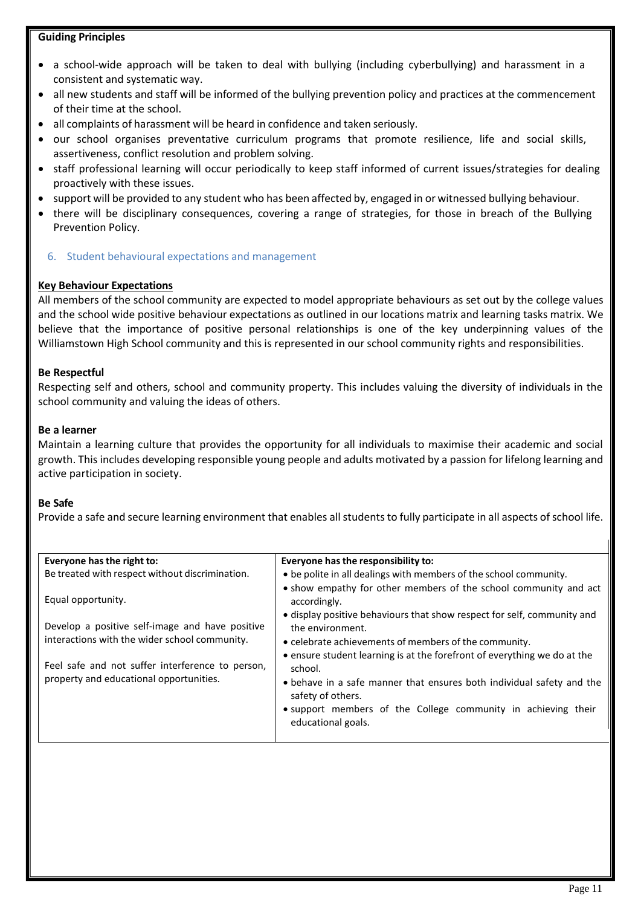**Guiding Principles**

- a school-wide approach will be taken to deal with bullying (including cyberbullying) and harassment in a consistent and systematic way.
- all new students and staff will be informed of the bullying prevention policy and practices at the commencement of their time at the school.
- all complaints of harassment will be heard in confidence and taken seriously.
- our school organises preventative curriculum programs that promote resilience, life and social skills, assertiveness, conflict resolution and problem solving.
- staff professional learning will occur periodically to keep staff informed of current issues/strategies for dealing proactively with these issues.
- support will be provided to any student who has been affected by, engaged in or witnessed bullying behaviour.
- there will be disciplinary consequences, covering a range of strategies, for those in breach of the Bullying Prevention Policy.

## 6. Student behavioural expectations and management

**Key Behaviour Expectations**

All members of the school community are expected to model appropriate behaviours as set out by the college values and the school wide positive behaviour expectations as outlined in our locations matrix and learning tasks matrix. We believe that the importance of positive personal relationships is one of the key underpinning values of the Williamstown High School community and this is represented in our school community rights and responsibilities.

**Be Respectful**

Respecting self and others, school and community property. This includes valuing the diversity of individuals in the school community and valuing the ideas of others.

**Be a learner**

Maintain a learning culture that provides the opportunity for all individuals to maximise their academic and social growth. This includes developing responsible young people and adults motivated by a passion for lifelong learning and active participation in society.

**Be Safe**

Provide a safe and secure learning environment that enables all students to fully participate in all aspects of school life.

| Everyone has the right to: | Everyone has the responsibility to: |
|---|---|
| Be treated with respect without discrimination.<br><br>Equal opportunity.<br><br>Develop a positive self-image and have positive interactions with the wider school community.<br><br>Feel safe and not suffer interference to person, property and educational opportunities. | • be polite in all dealings with members of the school community.<br>• show empathy for other members of the school community and act accordingly.<br>• display positive behaviours that show respect for self, community and the environment.<br>• celebrate achievements of members of the community.<br>• ensure student learning is at the forefront of everything we do at the school.<br>• behave in a safe manner that ensures both individual safety and the safety of others.<br>• support members of the College community in achieving their educational goals. |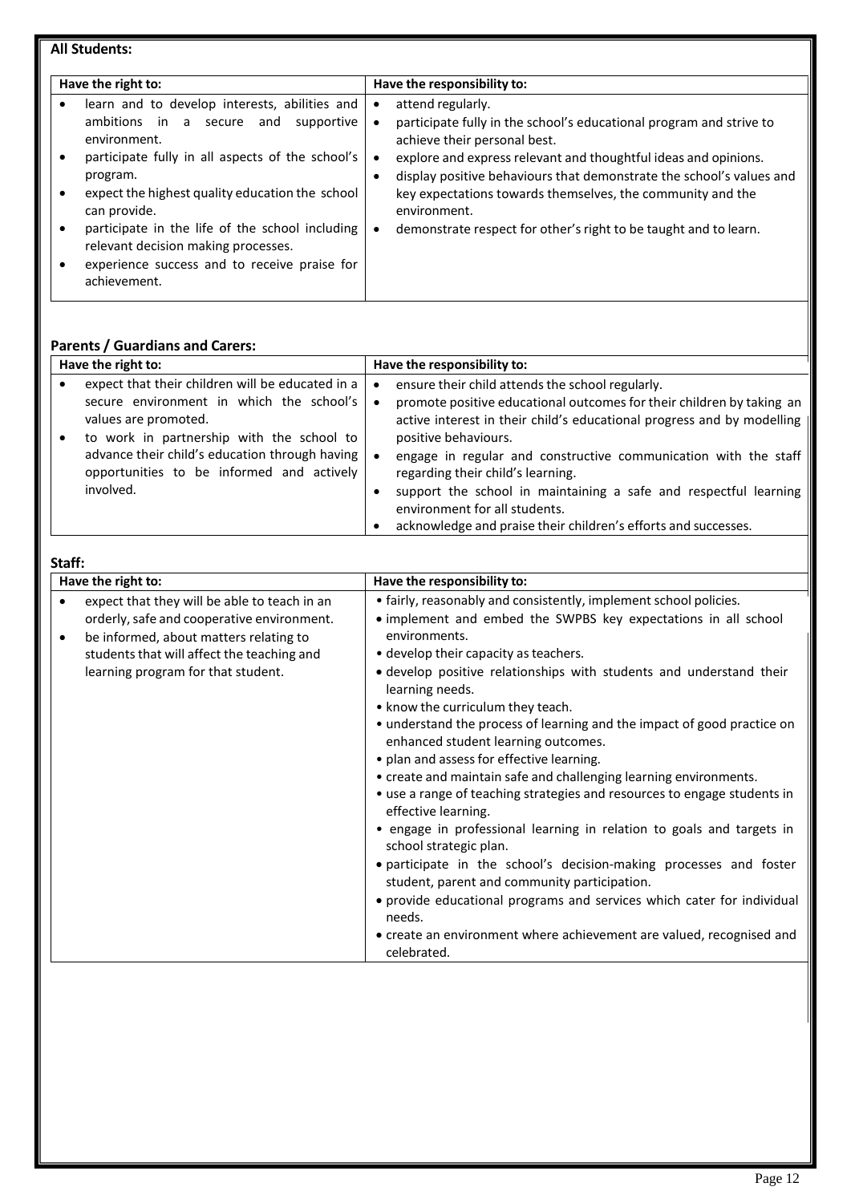**All Students:**

| Have the right to: | Have the responsibility to: |
| --- | --- |
| • learn and to develop interests, abilities and ambitions in a secure and supportive environment.<br>• participate fully in all aspects of the school's program.<br>• expect the highest quality education the school can provide.<br>• participate in the life of the school including relevant decision making processes.<br>• experience success and to receive praise for achievement. | • attend regularly.<br>• participate fully in the school's educational program and strive to achieve their personal best.<br>• explore and express relevant and thoughtful ideas and opinions.<br>• display positive behaviours that demonstrate the school's values and key expectations towards themselves, the community and the environment.<br>• demonstrate respect for other's right to be taught and to learn. |

**Parents / Guardians and Carers:**

| Have the right to: | Have the responsibility to: |
| --- | --- |
| • expect that their children will be educated in a secure environment in which the school's values are promoted.<br>• to work in partnership with the school to advance their child's education through having opportunities to be informed and actively involved. | • ensure their child attends the school regularly.<br>• promote positive educational outcomes for their children by taking an active interest in their child's educational progress and by modelling positive behaviours.<br>• engage in regular and constructive communication with the staff regarding their child's learning.<br>• support the school in maintaining a safe and respectful learning environment for all students.<br>• acknowledge and praise their children's efforts and successes. |

**Staff:**

| Have the right to: | Have the responsibility to: |
| --- | --- |
| • expect that they will be able to teach in an orderly, safe and cooperative environment.<br>• be informed, about matters relating to students that will affect the teaching and learning program for that student. | • fairly, reasonably and consistently, implement school policies.<br>• implement and embed the SWPBS key expectations in all school environments.<br>• develop their capacity as teachers.<br>• develop positive relationships with students and understand their learning needs.<br>• know the curriculum they teach.<br>• understand the process of learning and the impact of good practice on enhanced student learning outcomes.<br>• plan and assess for effective learning.<br>• create and maintain safe and challenging learning environments.<br>• use a range of teaching strategies and resources to engage students in effective learning.<br>• engage in professional learning in relation to goals and targets in school strategic plan.<br>• participate in the school's decision-making processes and foster student, parent and community participation.<br>• provide educational programs and services which cater for individual needs.<br>• create an environment where achievement are valued, recognised and celebrated. |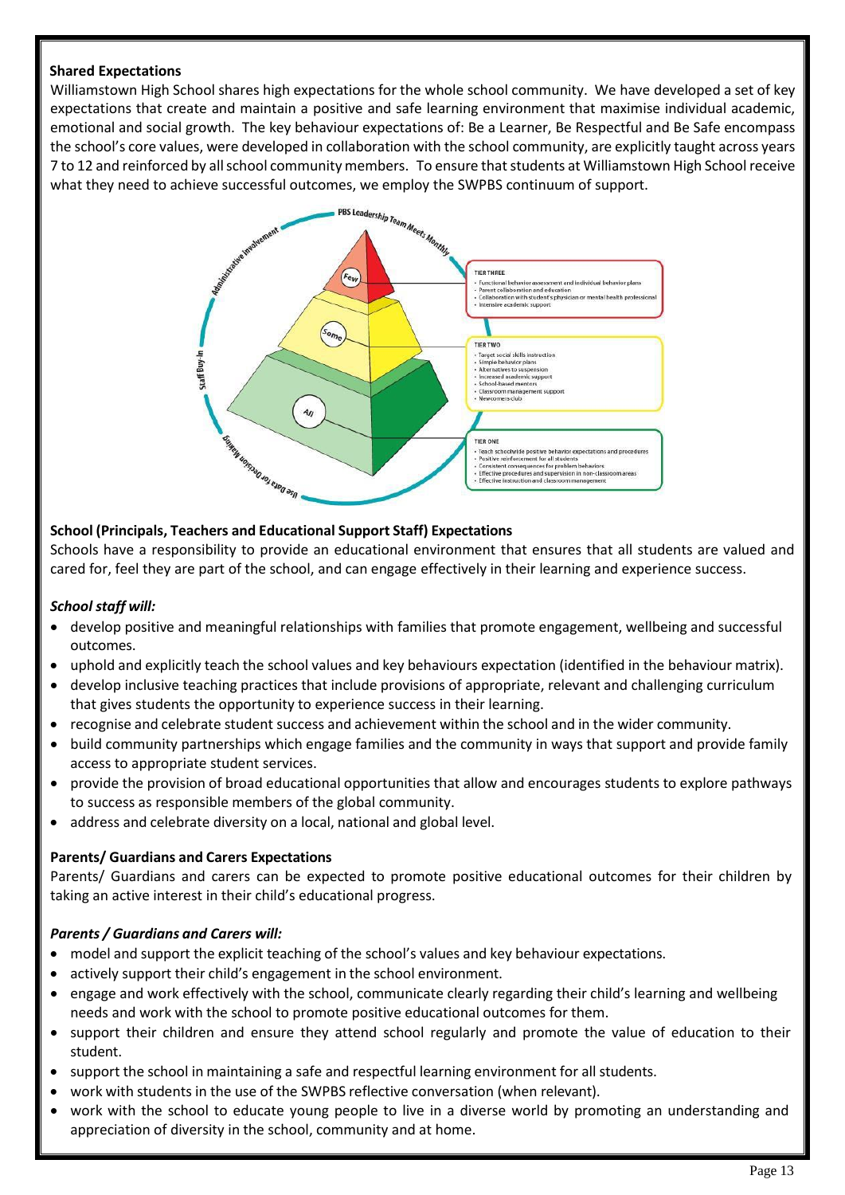**Shared Expectations**

Williamstown High School shares high expectations for the whole school community. We have developed a set of key expectations that create and maintain a positive and safe learning environment that maximise individual academic, emotional and social growth. The key behaviour expectations of: Be a Learner, Be Respectful and Be Safe encompass the school's core values, were developed in collaboration with the school community, are explicitly taught across years 7 to 12 and reinforced by all school community members. To ensure that students at Williamstown High School receive what they need to achieve successful outcomes, we employ the SWPBS continuum of support.

PBS Leadership Team Meets Monthly

Administrative Involvement

Staff Buy-In

Use Data for Decision Making

Few

Some

All

TIER THREE
- Functional behavior assessment and individual behavior plans
- Parent collaboration and education
- Collaboration with student's physician or mental health professional
- Intensive academic support

TIER TWO
- Target social skills instruction
- Simple behavior plans
- Alternatives to suspension
- Increased academic support
- School-based mentors
- Classroom management support
- Newcomers club

TIER ONE
- Teach schoolwide positive behavior expectations and procedures
- Positive reinforcement for all students
- Consistent consequences for problem behaviors
- Effective procedures and supervision in non-classroom areas
- Effective instruction and classroom management

**School (Principals, Teachers and Educational Support Staff) Expectations**

Schools have a responsibility to provide an educational environment that ensures that all students are valued and cared for, feel they are part of the school, and can engage effectively in their learning and experience success.

***School staff will:***

- develop positive and meaningful relationships with families that promote engagement, wellbeing and successful outcomes.
- uphold and explicitly teach the school values and key behaviours expectation (identified in the behaviour matrix).
- develop inclusive teaching practices that include provisions of appropriate, relevant and challenging curriculum that gives students the opportunity to experience success in their learning.
- recognise and celebrate student success and achievement within the school and in the wider community.
- build community partnerships which engage families and the community in ways that support and provide family access to appropriate student services.
- provide the provision of broad educational opportunities that allow and encourages students to explore pathways to success as responsible members of the global community.
- address and celebrate diversity on a local, national and global level.

**Parents/ Guardians and Carers Expectations**

Parents/ Guardians and carers can be expected to promote positive educational outcomes for their children by taking an active interest in their child's educational progress.

***Parents / Guardians and Carers will:***

- model and support the explicit teaching of the school's values and key behaviour expectations.
- actively support their child's engagement in the school environment.
- engage and work effectively with the school, communicate clearly regarding their child's learning and wellbeing needs and work with the school to promote positive educational outcomes for them.
- support their children and ensure they attend school regularly and promote the value of education to their student.
- support the school in maintaining a safe and respectful learning environment for all students.
- work with students in the use of the SWPBS reflective conversation (when relevant).
- work with the school to educate young people to live in a diverse world by promoting an understanding and appreciation of diversity in the school, community and at home.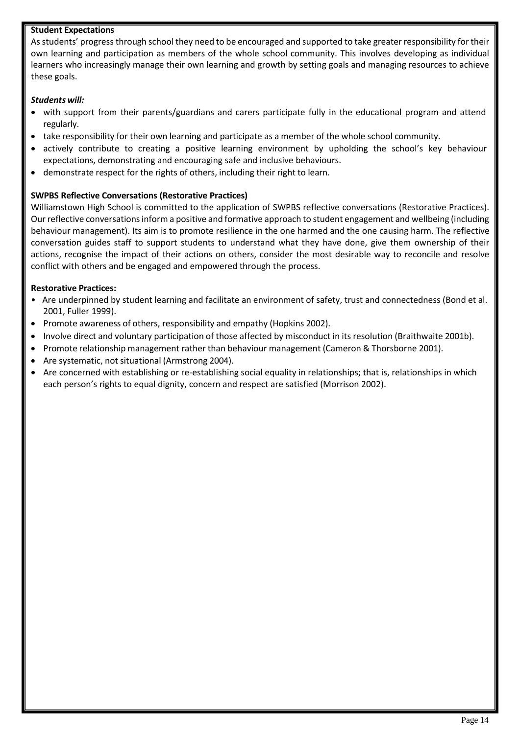**Student Expectations**

As students' progress through school they need to be encouraged and supported to take greater responsibility for their own learning and participation as members of the whole school community. This involves developing as individual learners who increasingly manage their own learning and growth by setting goals and managing resources to achieve these goals.

***Students will:***

- with support from their parents/guardians and carers participate fully in the educational program and attend regularly.
- take responsibility for their own learning and participate as a member of the whole school community.
- actively contribute to creating a positive learning environment by upholding the school's key behaviour expectations, demonstrating and encouraging safe and inclusive behaviours.
- demonstrate respect for the rights of others, including their right to learn.

**SWPBS Reflective Conversations (Restorative Practices)**

Williamstown High School is committed to the application of SWPBS reflective conversations (Restorative Practices). Our reflective conversations inform a positive and formative approach to student engagement and wellbeing (including behaviour management). Its aim is to promote resilience in the one harmed and the one causing harm. The reflective conversation guides staff to support students to understand what they have done, give them ownership of their actions, recognise the impact of their actions on others, consider the most desirable way to reconcile and resolve conflict with others and be engaged and empowered through the process.

**Restorative Practices:**

- Are underpinned by student learning and facilitate an environment of safety, trust and connectedness (Bond et al. 2001, Fuller 1999).
- Promote awareness of others, responsibility and empathy (Hopkins 2002).
- Involve direct and voluntary participation of those affected by misconduct in its resolution (Braithwaite 2001b).
- Promote relationship management rather than behaviour management (Cameron & Thorsborne 2001).
- Are systematic, not situational (Armstrong 2004).
- Are concerned with establishing or re-establishing social equality in relationships; that is, relationships in which each person's rights to equal dignity, concern and respect are satisfied (Morrison 2002).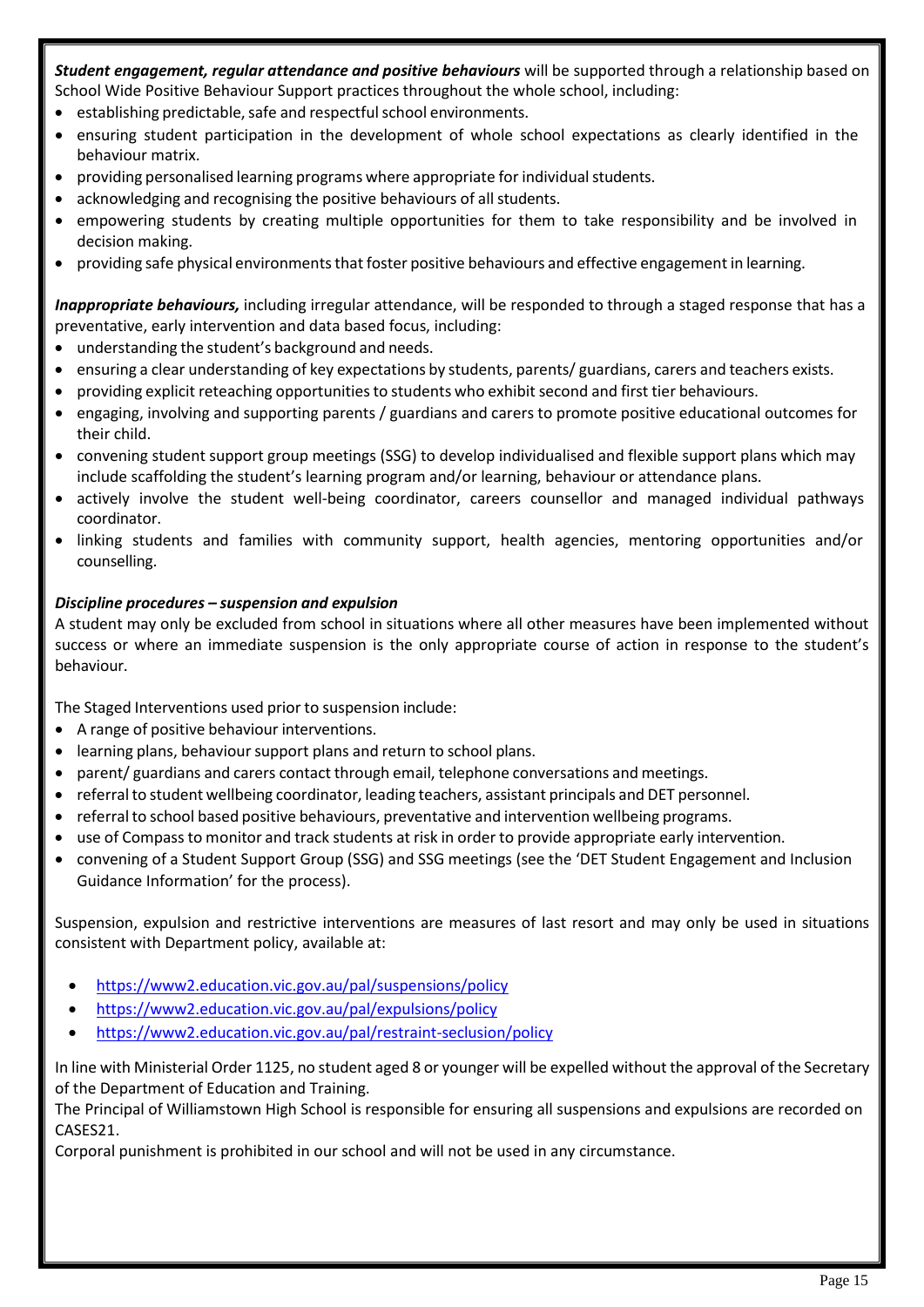***Student engagement, regular attendance and positive behaviours*** will be supported through a relationship based on School Wide Positive Behaviour Support practices throughout the whole school, including:

- establishing predictable, safe and respectful school environments.
- ensuring student participation in the development of whole school expectations as clearly identified in the behaviour matrix.
- providing personalised learning programs where appropriate for individual students.
- acknowledging and recognising the positive behaviours of all students.
- empowering students by creating multiple opportunities for them to take responsibility and be involved in decision making.
- providing safe physical environments that foster positive behaviours and effective engagement in learning.

***Inappropriate behaviours,*** including irregular attendance, will be responded to through a staged response that has a preventative, early intervention and data based focus, including:

- understanding the student's background and needs.
- ensuring a clear understanding of key expectations by students, parents/ guardians, carers and teachers exists.
- providing explicit reteaching opportunities to students who exhibit second and first tier behaviours.
- engaging, involving and supporting parents / guardians and carers to promote positive educational outcomes for their child.
- convening student support group meetings (SSG) to develop individualised and flexible support plans which may include scaffolding the student's learning program and/or learning, behaviour or attendance plans.
- actively involve the student well-being coordinator, careers counsellor and managed individual pathways coordinator.
- linking students and families with community support, health agencies, mentoring opportunities and/or counselling.

***Discipline procedures – suspension and expulsion***

A student may only be excluded from school in situations where all other measures have been implemented without success or where an immediate suspension is the only appropriate course of action in response to the student's behaviour.

The Staged Interventions used prior to suspension include:

- A range of positive behaviour interventions.
- learning plans, behaviour support plans and return to school plans.
- parent/ guardians and carers contact through email, telephone conversations and meetings.
- referral to student wellbeing coordinator, leading teachers, assistant principals and DET personnel.
- referral to school based positive behaviours, preventative and intervention wellbeing programs.
- use of Compass to monitor and track students at risk in order to provide appropriate early intervention.
- convening of a Student Support Group (SSG) and SSG meetings (see the 'DET Student Engagement and Inclusion Guidance Information' for the process).

Suspension, expulsion and restrictive interventions are measures of last resort and may only be used in situations consistent with Department policy, available at:

- https://www2.education.vic.gov.au/pal/suspensions/policy
- https://www2.education.vic.gov.au/pal/expulsions/policy
- https://www2.education.vic.gov.au/pal/restraint-seclusion/policy

In line with Ministerial Order 1125, no student aged 8 or younger will be expelled without the approval of the Secretary of the Department of Education and Training.

The Principal of Williamstown High School is responsible for ensuring all suspensions and expulsions are recorded on CASES21.

Corporal punishment is prohibited in our school and will not be used in any circumstance.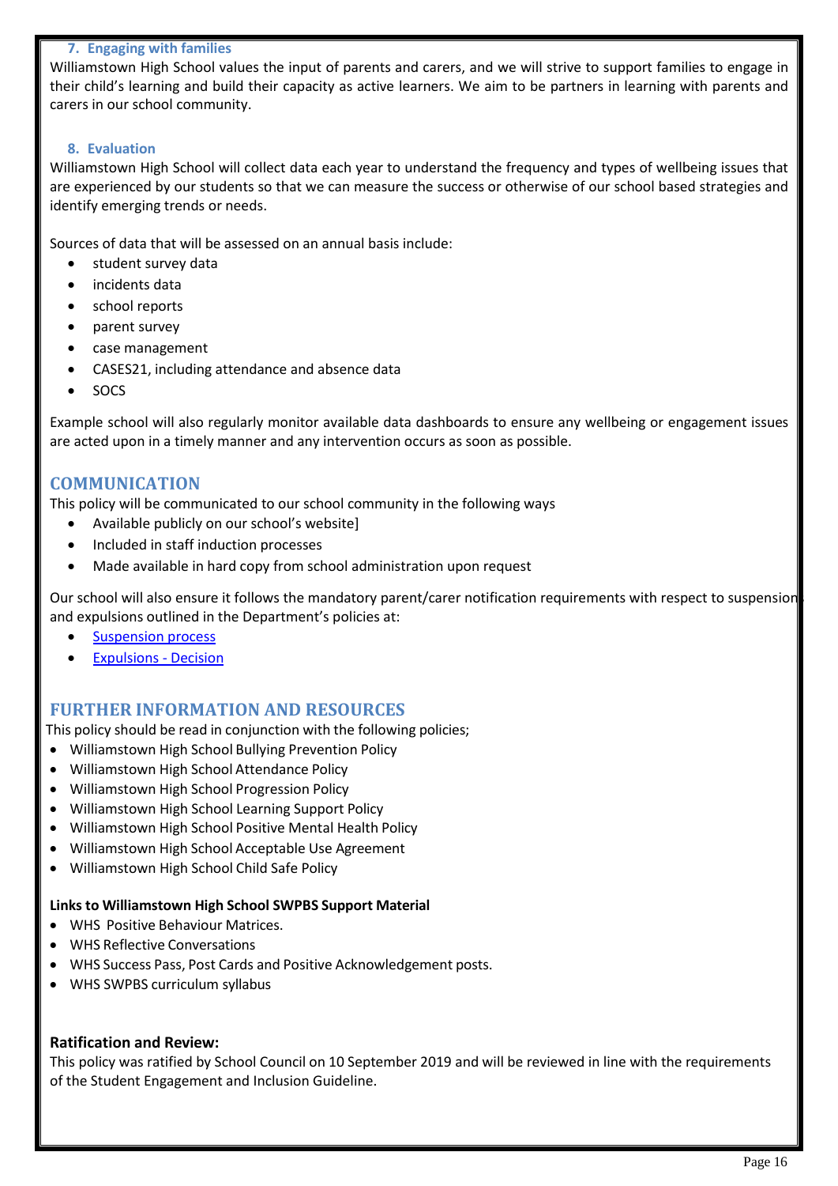### 7. Engaging with families

Williamstown High School values the input of parents and carers, and we will strive to support families to engage in their child's learning and build their capacity as active learners. We aim to be partners in learning with parents and carers in our school community.

### 8. Evaluation

Williamstown High School will collect data each year to understand the frequency and types of wellbeing issues that are experienced by our students so that we can measure the success or otherwise of our school based strategies and identify emerging trends or needs.

Sources of data that will be assessed on an annual basis include:

- student survey data
- incidents data
- school reports
- parent survey
- case management
- CASES21, including attendance and absence data
- SOCS

Example school will also regularly monitor available data dashboards to ensure any wellbeing or engagement issues are acted upon in a timely manner and any intervention occurs as soon as possible.

## COMMUNICATION

This policy will be communicated to our school community in the following ways

- Available publicly on our school's website]
- Included in staff induction processes
- Made available in hard copy from school administration upon request

Our school will also ensure it follows the mandatory parent/carer notification requirements with respect to suspensions and expulsions outlined in the Department's policies at:

- Suspension process
- Expulsions - Decision

## FURTHER INFORMATION AND RESOURCES

This policy should be read in conjunction with the following policies;

- Williamstown High School Bullying Prevention Policy
- Williamstown High School Attendance Policy
- Williamstown High School Progression Policy
- Williamstown High School Learning Support Policy
- Williamstown High School Positive Mental Health Policy
- Williamstown High School Acceptable Use Agreement
- Williamstown High School Child Safe Policy

**Links to Williamstown High School SWPBS Support Material**

- WHS Positive Behaviour Matrices.
- WHS Reflective Conversations
- WHS Success Pass, Post Cards and Positive Acknowledgement posts.
- WHS SWPBS curriculum syllabus

**Ratification and Review:**

This policy was ratified by School Council on 10 September 2019 and will be reviewed in line with the requirements of the Student Engagement and Inclusion Guideline.